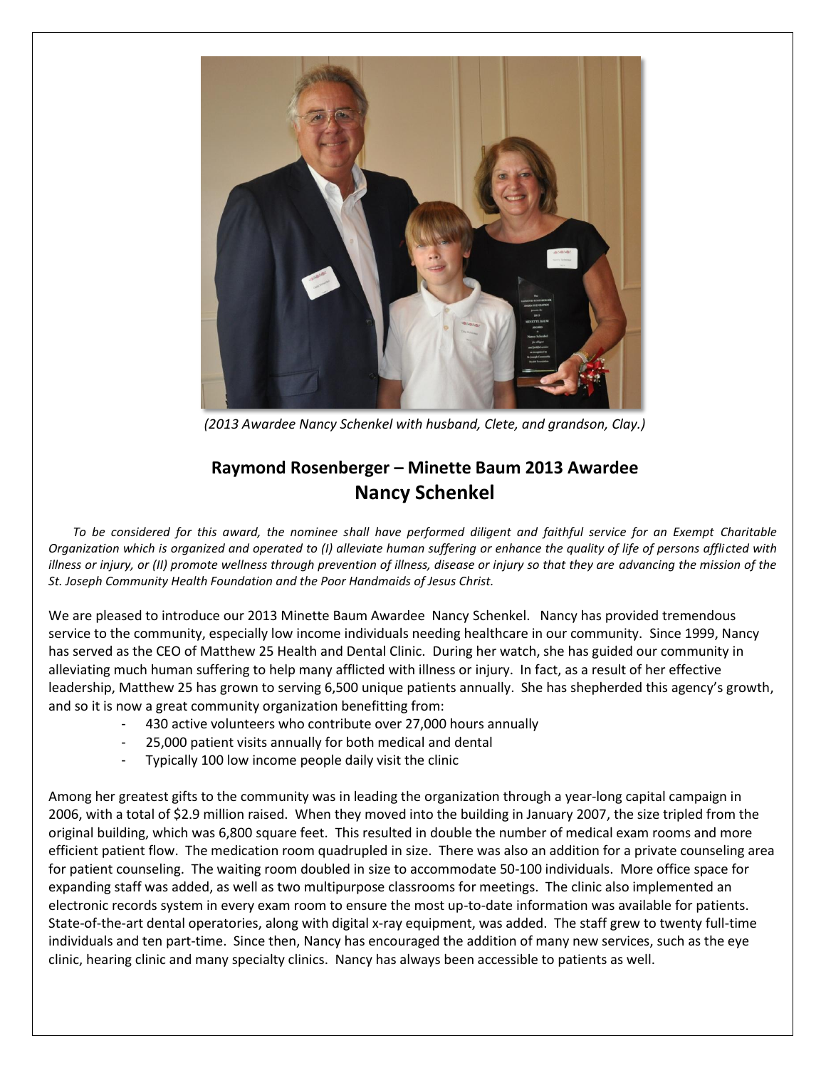*(2013 Awardee Nancy Schenkel with husband, Clete, and grandson, Clay.)*

## Raymond Rosenberger – Minette Baum 2013 Awardee
## Nancy Schenkel

*To be considered for this award, the nominee shall have performed diligent and faithful service for an Exempt Charitable Organization which is organized and operated to (I) alleviate human suffering or enhance the quality of life of persons afflicted with illness or injury, or (II) promote wellness through prevention of illness, disease or injury so that they are advancing the mission of the St. Joseph Community Health Foundation and the Poor Handmaids of Jesus Christ.*

We are pleased to introduce our 2013 Minette Baum Awardee Nancy Schenkel. Nancy has provided tremendous service to the community, especially low income individuals needing healthcare in our community. Since 1999, Nancy has served as the CEO of Matthew 25 Health and Dental Clinic. During her watch, she has guided our community in alleviating much human suffering to help many afflicted with illness or injury. In fact, as a result of her effective leadership, Matthew 25 has grown to serving 6,500 unique patients annually. She has shepherded this agency's growth, and so it is now a great community organization benefitting from:

- 430 active volunteers who contribute over 27,000 hours annually
- 25,000 patient visits annually for both medical and dental
- Typically 100 low income people daily visit the clinic

Among her greatest gifts to the community was in leading the organization through a year-long capital campaign in 2006, with a total of $2.9 million raised. When they moved into the building in January 2007, the size tripled from the original building, which was 6,800 square feet. This resulted in double the number of medical exam rooms and more efficient patient flow. The medication room quadrupled in size. There was also an addition for a private counseling area for patient counseling. The waiting room doubled in size to accommodate 50-100 individuals. More office space for expanding staff was added, as well as two multipurpose classrooms for meetings. The clinic also implemented an electronic records system in every exam room to ensure the most up-to-date information was available for patients. State-of-the-art dental operatories, along with digital x-ray equipment, was added. The staff grew to twenty full-time individuals and ten part-time. Since then, Nancy has encouraged the addition of many new services, such as the eye clinic, hearing clinic and many specialty clinics. Nancy has always been accessible to patients as well.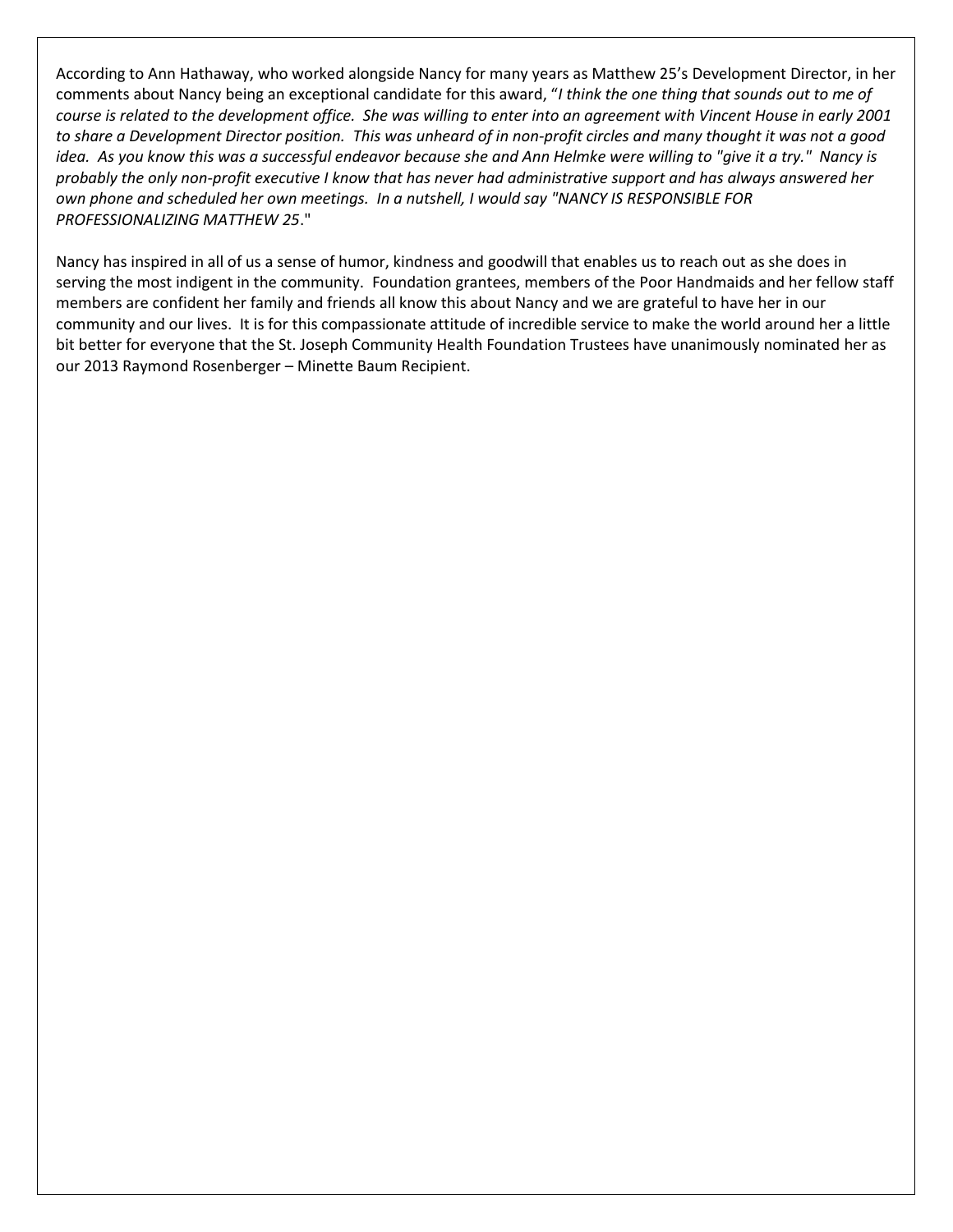According to Ann Hathaway, who worked alongside Nancy for many years as Matthew 25's Development Director, in her comments about Nancy being an exceptional candidate for this award, "*I think the one thing that sounds out to me of course is related to the development office. She was willing to enter into an agreement with Vincent House in early 2001 to share a Development Director position. This was unheard of in non-profit circles and many thought it was not a good idea. As you know this was a successful endeavor because she and Ann Helmke were willing to "give it a try." Nancy is probably the only non-profit executive I know that has never had administrative support and has always answered her own phone and scheduled her own meetings. In a nutshell, I would say "NANCY IS RESPONSIBLE FOR PROFESSIONALIZING MATTHEW 25*."

Nancy has inspired in all of us a sense of humor, kindness and goodwill that enables us to reach out as she does in serving the most indigent in the community. Foundation grantees, members of the Poor Handmaids and her fellow staff members are confident her family and friends all know this about Nancy and we are grateful to have her in our community and our lives. It is for this compassionate attitude of incredible service to make the world around her a little bit better for everyone that the St. Joseph Community Health Foundation Trustees have unanimously nominated her as our 2013 Raymond Rosenberger – Minette Baum Recipient.